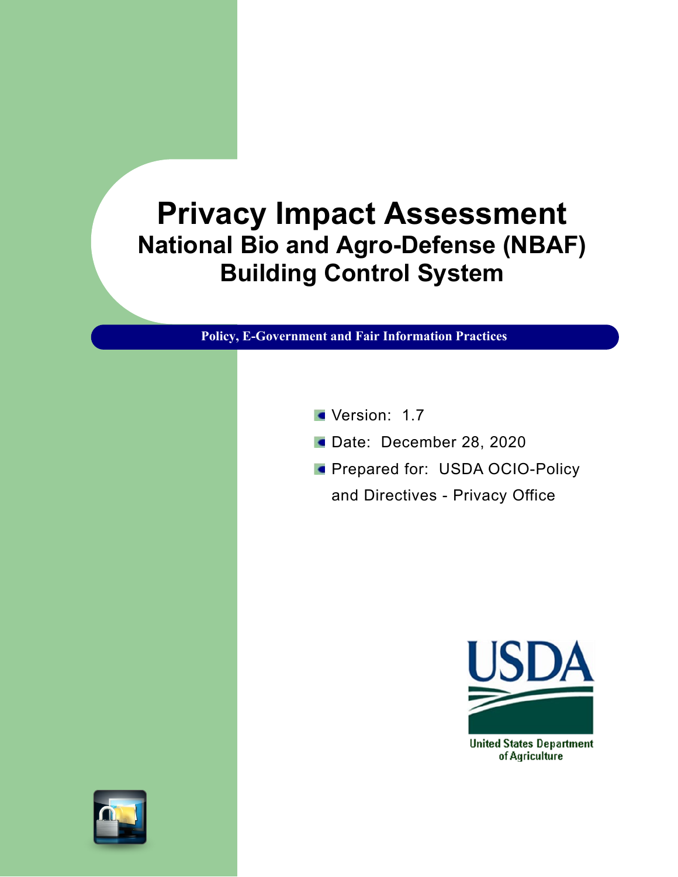# Privacy Impact Assessment

## National Bio and Agro-Defense (NBAF) Building Control System

**Policy, E-Government and Fair Information Practices**

- Version: 1.7
- Date: December 28, 2020
- Prepared for: USDA OCIO-Policy and Directives - Privacy Office

USDA

United States Department of Agriculture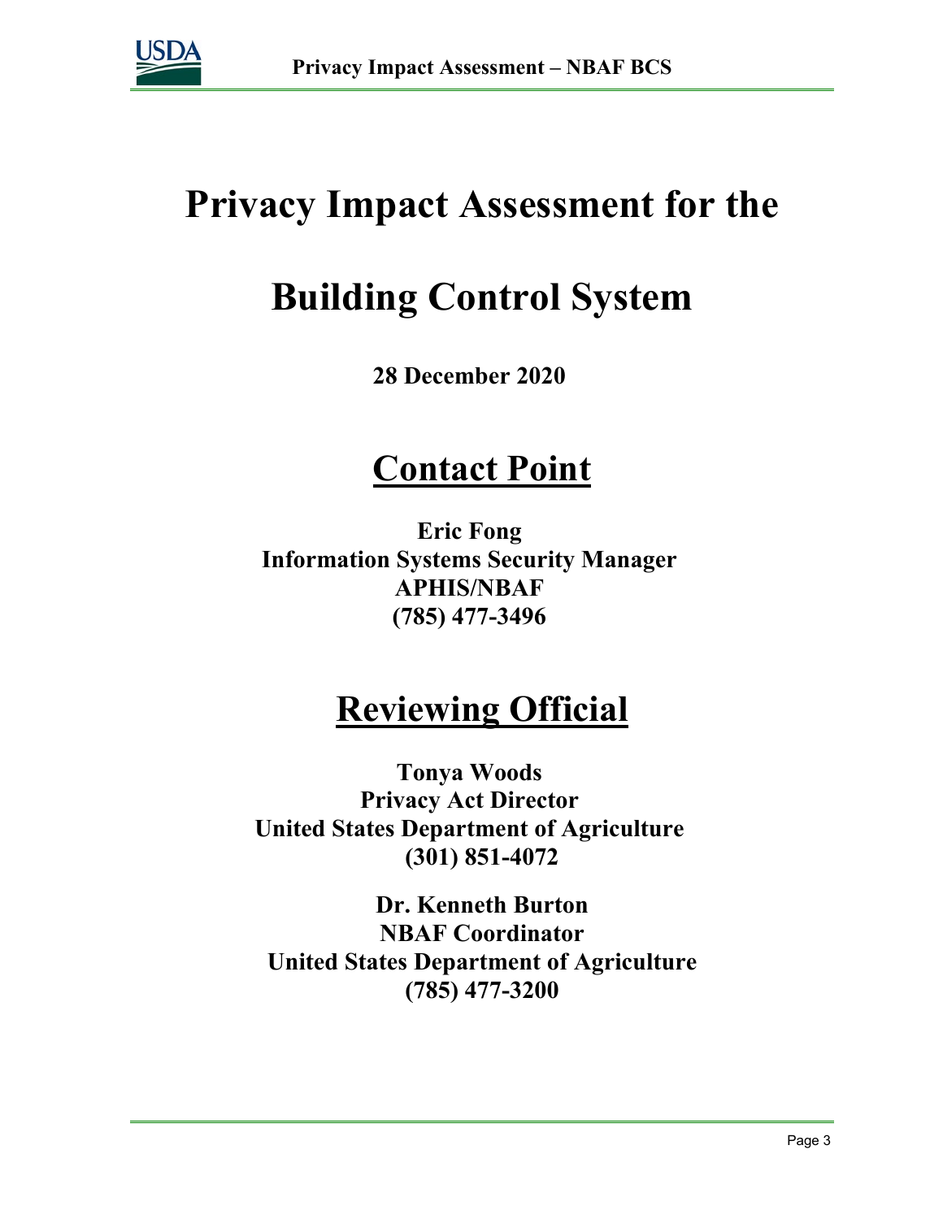# Privacy Impact Assessment for the

# Building Control System

**28 December 2020**

## Contact Point

**Eric Fong**
**Information Systems Security Manager**
**APHIS/NBAF**
**(785) 477-3496**

## Reviewing Official

**Tonya Woods**
**Privacy Act Director**
**United States Department of Agriculture**
**(301) 851-4072**

**Dr. Kenneth Burton**
**NBAF Coordinator**
**United States Department of Agriculture**
**(785) 477-3200**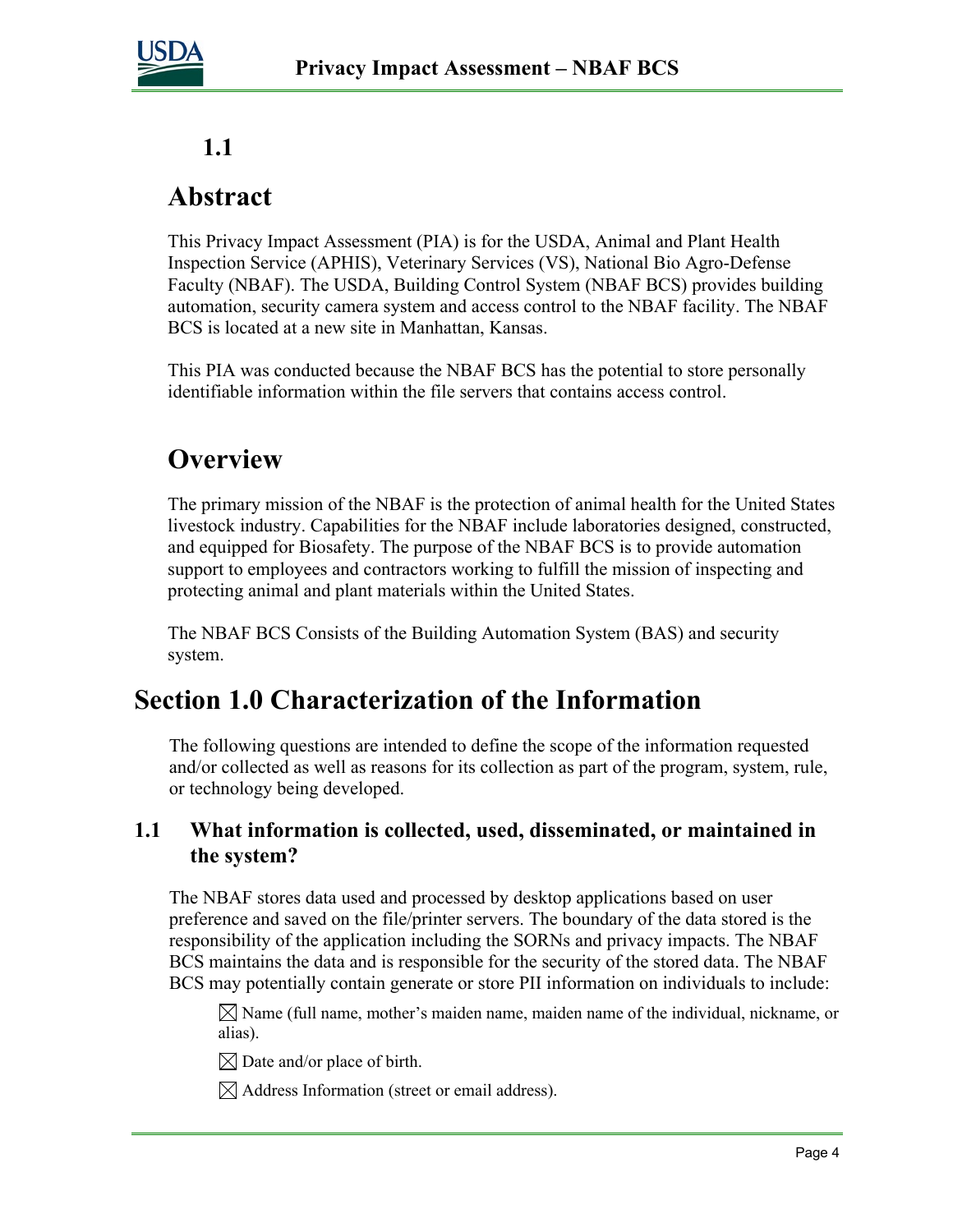## 1.1

## Abstract

This Privacy Impact Assessment (PIA) is for the USDA, Animal and Plant Health Inspection Service (APHIS), Veterinary Services (VS), National Bio Agro-Defense Faculty (NBAF). The USDA, Building Control System (NBAF BCS) provides building automation, security camera system and access control to the NBAF facility. The NBAF BCS is located at a new site in Manhattan, Kansas.

This PIA was conducted because the NBAF BCS has the potential to store personally identifiable information within the file servers that contains access control.

## Overview

The primary mission of the NBAF is the protection of animal health for the United States livestock industry. Capabilities for the NBAF include laboratories designed, constructed, and equipped for Biosafety. The purpose of the NBAF BCS is to provide automation support to employees and contractors working to fulfill the mission of inspecting and protecting animal and plant materials within the United States.

The NBAF BCS Consists of the Building Automation System (BAS) and security system.

# Section 1.0 Characterization of the Information

The following questions are intended to define the scope of the information requested and/or collected as well as reasons for its collection as part of the program, system, rule, or technology being developed.

### 1.1 What information is collected, used, disseminated, or maintained in the system?

The NBAF stores data used and processed by desktop applications based on user preference and saved on the file/printer servers. The boundary of the data stored is the responsibility of the application including the SORNs and privacy impacts. The NBAF BCS maintains the data and is responsible for the security of the stored data. The NBAF BCS may potentially contain generate or store PII information on individuals to include:

- ☒ Name (full name, mother's maiden name, maiden name of the individual, nickname, or alias).
- ☒ Date and/or place of birth.
- ☒ Address Information (street or email address).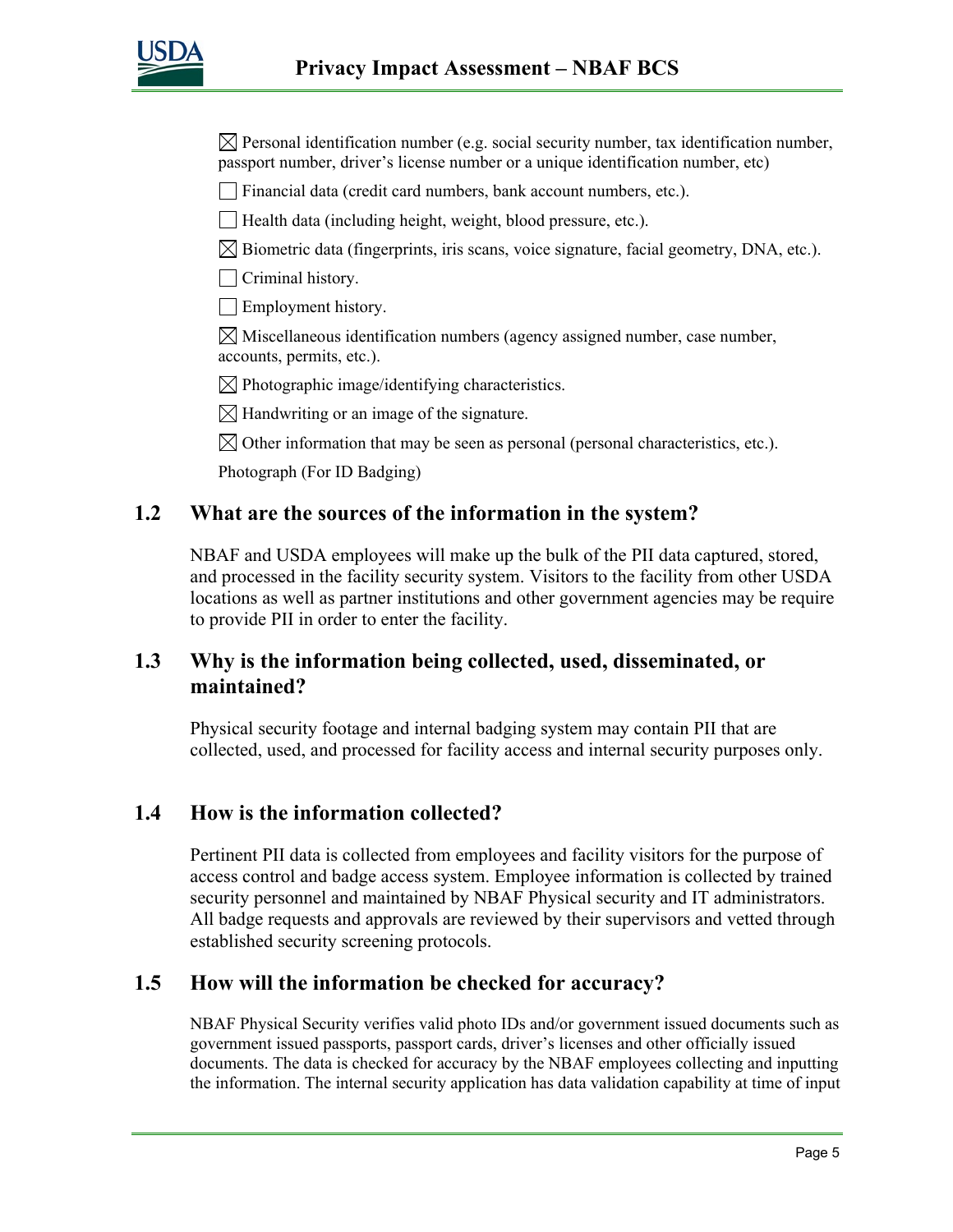☒ Personal identification number (e.g. social security number, tax identification number, passport number, driver's license number or a unique identification number, etc)

☐ Financial data (credit card numbers, bank account numbers, etc.).

☐ Health data (including height, weight, blood pressure, etc.).

☒ Biometric data (fingerprints, iris scans, voice signature, facial geometry, DNA, etc.).

☐ Criminal history.

☐ Employment history.

☒ Miscellaneous identification numbers (agency assigned number, case number, accounts, permits, etc.).

☒ Photographic image/identifying characteristics.

☒ Handwriting or an image of the signature.

☒ Other information that may be seen as personal (personal characteristics, etc.).

Photograph (For ID Badging)

## 1.2 What are the sources of the information in the system?

NBAF and USDA employees will make up the bulk of the PII data captured, stored, and processed in the facility security system. Visitors to the facility from other USDA locations as well as partner institutions and other government agencies may be require to provide PII in order to enter the facility.

## 1.3 Why is the information being collected, used, disseminated, or maintained?

Physical security footage and internal badging system may contain PII that are collected, used, and processed for facility access and internal security purposes only.

## 1.4 How is the information collected?

Pertinent PII data is collected from employees and facility visitors for the purpose of access control and badge access system. Employee information is collected by trained security personnel and maintained by NBAF Physical security and IT administrators. All badge requests and approvals are reviewed by their supervisors and vetted through established security screening protocols.

## 1.5 How will the information be checked for accuracy?

NBAF Physical Security verifies valid photo IDs and/or government issued documents such as government issued passports, passport cards, driver's licenses and other officially issued documents. The data is checked for accuracy by the NBAF employees collecting and inputting the information. The internal security application has data validation capability at time of input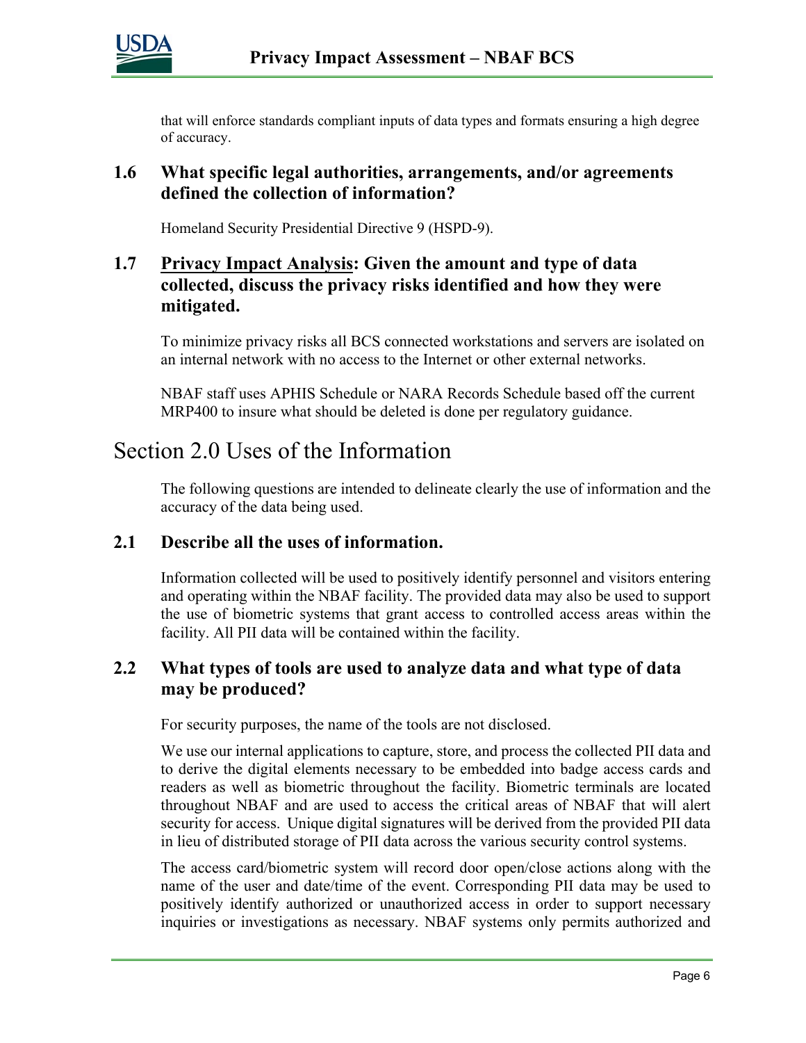that will enforce standards compliant inputs of data types and formats ensuring a high degree of accuracy.

### 1.6 What specific legal authorities, arrangements, and/or agreements defined the collection of information?

Homeland Security Presidential Directive 9 (HSPD-9).

### 1.7 Privacy Impact Analysis: Given the amount and type of data collected, discuss the privacy risks identified and how they were mitigated.

To minimize privacy risks all BCS connected workstations and servers are isolated on an internal network with no access to the Internet or other external networks.

NBAF staff uses APHIS Schedule or NARA Records Schedule based off the current MRP400 to insure what should be deleted is done per regulatory guidance.

## Section 2.0 Uses of the Information

The following questions are intended to delineate clearly the use of information and the accuracy of the data being used.

### 2.1 Describe all the uses of information.

Information collected will be used to positively identify personnel and visitors entering and operating within the NBAF facility. The provided data may also be used to support the use of biometric systems that grant access to controlled access areas within the facility. All PII data will be contained within the facility.

### 2.2 What types of tools are used to analyze data and what type of data may be produced?

For security purposes, the name of the tools are not disclosed.

We use our internal applications to capture, store, and process the collected PII data and to derive the digital elements necessary to be embedded into badge access cards and readers as well as biometric throughout the facility. Biometric terminals are located throughout NBAF and are used to access the critical areas of NBAF that will alert security for access. Unique digital signatures will be derived from the provided PII data in lieu of distributed storage of PII data across the various security control systems.

The access card/biometric system will record door open/close actions along with the name of the user and date/time of the event. Corresponding PII data may be used to positively identify authorized or unauthorized access in order to support necessary inquiries or investigations as necessary. NBAF systems only permits authorized and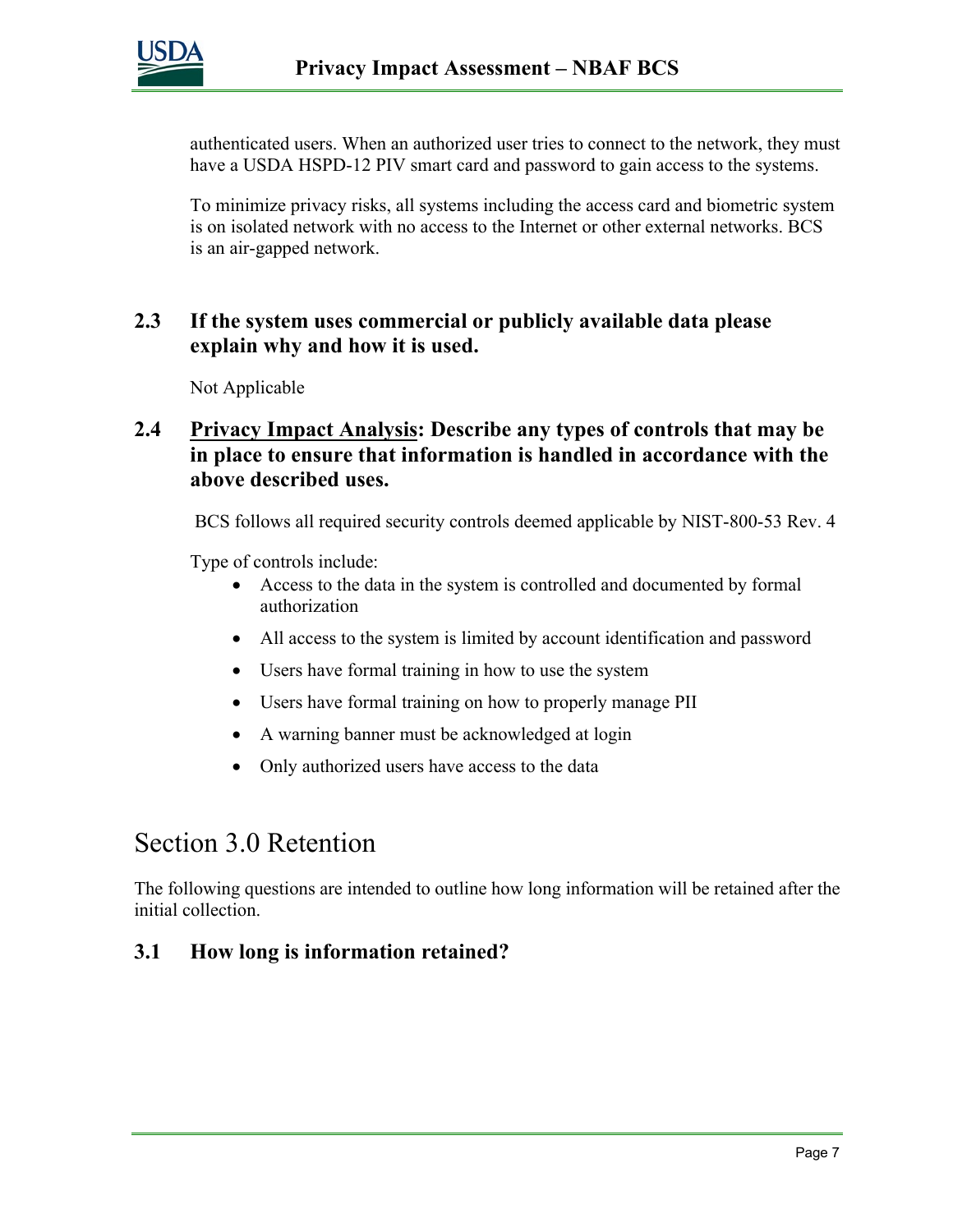authenticated users. When an authorized user tries to connect to the network, they must have a USDA HSPD-12 PIV smart card and password to gain access to the systems.

To minimize privacy risks, all systems including the access card and biometric system is on isolated network with no access to the Internet or other external networks. BCS is an air-gapped network.

### 2.3 If the system uses commercial or publicly available data please explain why and how it is used.

Not Applicable

### 2.4 Privacy Impact Analysis: Describe any types of controls that may be in place to ensure that information is handled in accordance with the above described uses.

BCS follows all required security controls deemed applicable by NIST-800-53 Rev. 4

Type of controls include:

- Access to the data in the system is controlled and documented by formal authorization
- All access to the system is limited by account identification and password
- Users have formal training in how to use the system
- Users have formal training on how to properly manage PII
- A warning banner must be acknowledged at login
- Only authorized users have access to the data

## Section 3.0 Retention

The following questions are intended to outline how long information will be retained after the initial collection.

### 3.1 How long is information retained?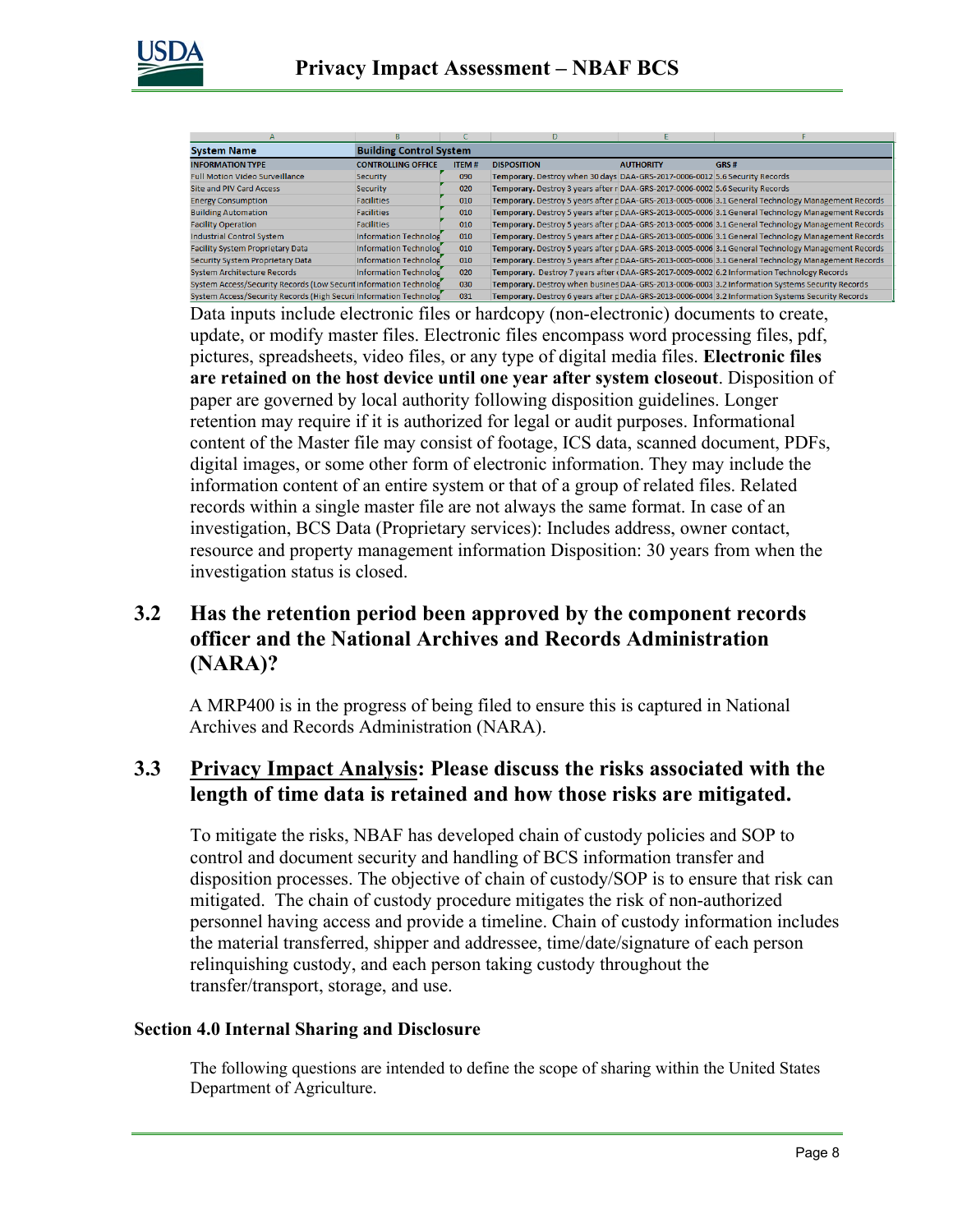| System Name | Building Control System | | | | |
|---|---|---|---|---|---|
| **INFORMATION TYPE** | **CONTROLLING OFFICE** | **ITEM #** | **DISPOSITION** | **AUTHORITY** | **GRS #** |
| Full Motion Video Surveillance | Security | 090 | **Temporary.** Destroy when 30 days | DAA-GRS-2017-0006-0012 | 5.6 Security Records |
| Site and PIV Card Access | Security | 020 | **Temporary.** Destroy 3 years after r | DAA-GRS-2017-0006-0002 | 5.6 Security Records |
| Energy Consumption | Facilities | 010 | **Temporary.** Destroy 5 years after p | DAA-GRS-2013-0005-0006 | 3.1 General Technology Management Records |
| Building Automation | Facilities | 010 | **Temporary.** Destroy 5 years after p | DAA-GRS-2013-0005-0006 | 3.1 General Technology Management Records |
| Facility Operation | Facilities | 010 | **Temporary.** Destroy 5 years after p | DAA-GRS-2013-0005-0006 | 3.1 General Technology Management Records |
| Industrial Control System | Information Technolog | 010 | **Temporary.** Destroy 5 years after p | DAA-GRS-2013-0005-0006 | 3.1 General Technology Management Records |
| Facility System Proprietary Data | Information Technolog | 010 | **Temporary.** Destroy 5 years after p | DAA-GRS-2013-0005-0006 | 3.1 General Technology Management Records |
| Security System Proprietary Data | Information Technolog | 010 | **Temporary.** Destroy 5 years after p | DAA-GRS-2013-0005-0006 | 3.1 General Technology Management Records |
| System Architecture Records | Information Technolog | 020 | **Temporary.** Destroy 7 years after ( | DAA-GRS-2017-0009-0002 | 6.2 Information Technology Records |
| System Access/Security Records (Low Securit | Information Technolog | 030 | **Temporary.** Destroy when busines | DAA-GRS-2013-0006-0003 | 3.2 Information Systems Security Records |
| System Access/Security Records (High Securi | Information Technolog | 031 | **Temporary.** Destroy 6 years after p | DAA-GRS-2013-0006-0004 | 3.2 Information Systems Security Records |

Data inputs include electronic files or hardcopy (non-electronic) documents to create, update, or modify master files. Electronic files encompass word processing files, pdf, pictures, spreadsheets, video files, or any type of digital media files. **Electronic files are retained on the host device until one year after system closeout**. Disposition of paper are governed by local authority following disposition guidelines. Longer retention may require if it is authorized for legal or audit purposes. Informational content of the Master file may consist of footage, ICS data, scanned document, PDFs, digital images, or some other form of electronic information. They may include the information content of an entire system or that of a group of related files. Related records within a single master file are not always the same format. In case of an investigation, BCS Data (Proprietary services): Includes address, owner contact, resource and property management information Disposition: 30 years from when the investigation status is closed.

## 3.2 Has the retention period been approved by the component records officer and the National Archives and Records Administration (NARA)?

A MRP400 is in the progress of being filed to ensure this is captured in National Archives and Records Administration (NARA).

## 3.3 Privacy Impact Analysis: Please discuss the risks associated with the length of time data is retained and how those risks are mitigated.

To mitigate the risks, NBAF has developed chain of custody policies and SOP to control and document security and handling of BCS information transfer and disposition processes. The objective of chain of custody/SOP is to ensure that risk can mitigated. The chain of custody procedure mitigates the risk of non-authorized personnel having access and provide a timeline. Chain of custody information includes the material transferred, shipper and addressee, time/date/signature of each person relinquishing custody, and each person taking custody throughout the transfer/transport, storage, and use.

### Section 4.0 Internal Sharing and Disclosure

The following questions are intended to define the scope of sharing within the United States Department of Agriculture.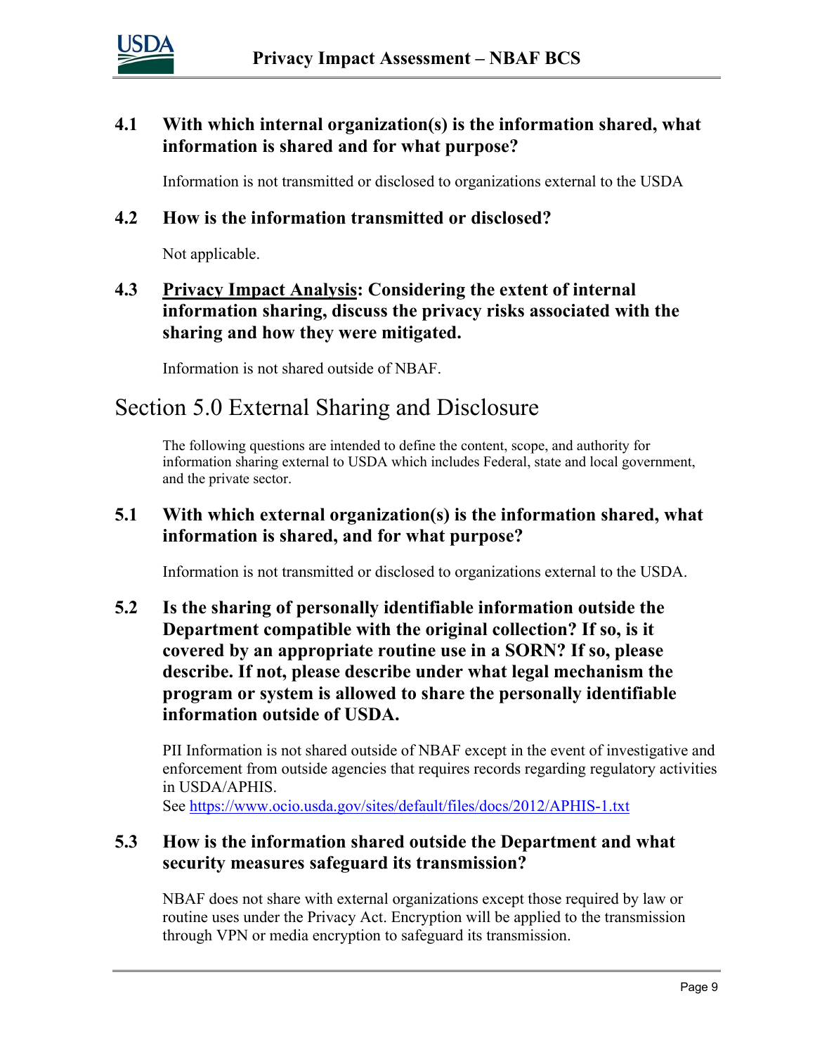### 4.1 With which internal organization(s) is the information shared, what information is shared and for what purpose?

Information is not transmitted or disclosed to organizations external to the USDA

### 4.2 How is the information transmitted or disclosed?

Not applicable.

### 4.3 Privacy Impact Analysis: Considering the extent of internal information sharing, discuss the privacy risks associated with the sharing and how they were mitigated.

Information is not shared outside of NBAF.

## Section 5.0 External Sharing and Disclosure

The following questions are intended to define the content, scope, and authority for information sharing external to USDA which includes Federal, state and local government, and the private sector.

### 5.1 With which external organization(s) is the information shared, what information is shared, and for what purpose?

Information is not transmitted or disclosed to organizations external to the USDA.

### 5.2 Is the sharing of personally identifiable information outside the Department compatible with the original collection? If so, is it covered by an appropriate routine use in a SORN? If so, please describe. If not, please describe under what legal mechanism the program or system is allowed to share the personally identifiable information outside of USDA.

PII Information is not shared outside of NBAF except in the event of investigative and enforcement from outside agencies that requires records regarding regulatory activities in USDA/APHIS.
See https://www.ocio.usda.gov/sites/default/files/docs/2012/APHIS-1.txt

### 5.3 How is the information shared outside the Department and what security measures safeguard its transmission?

NBAF does not share with external organizations except those required by law or routine uses under the Privacy Act. Encryption will be applied to the transmission through VPN or media encryption to safeguard its transmission.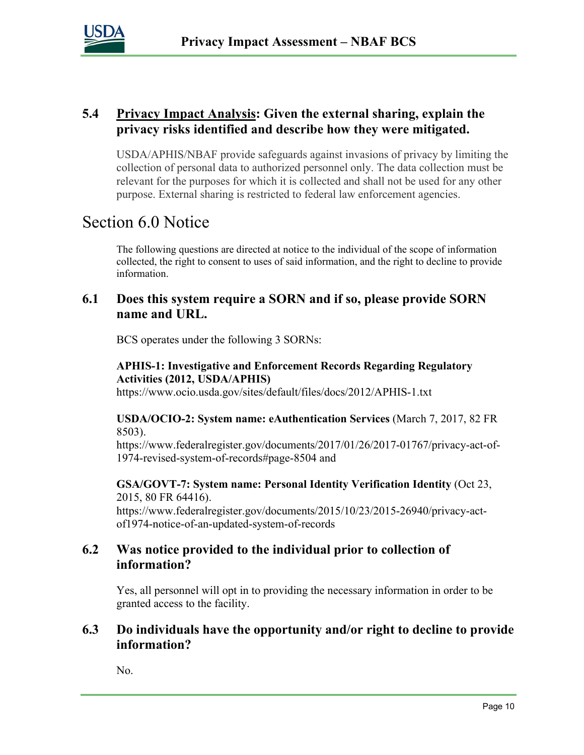### 5.4 Privacy Impact Analysis: Given the external sharing, explain the privacy risks identified and describe how they were mitigated.

USDA/APHIS/NBAF provide safeguards against invasions of privacy by limiting the collection of personal data to authorized personnel only. The data collection must be relevant for the purposes for which it is collected and shall not be used for any other purpose. External sharing is restricted to federal law enforcement agencies.

## Section 6.0 Notice

The following questions are directed at notice to the individual of the scope of information collected, the right to consent to uses of said information, and the right to decline to provide information.

### 6.1 Does this system require a SORN and if so, please provide SORN name and URL.

BCS operates under the following 3 SORNs:

**APHIS-1: Investigative and Enforcement Records Regarding Regulatory Activities (2012, USDA/APHIS)**
https://www.ocio.usda.gov/sites/default/files/docs/2012/APHIS-1.txt

**USDA/OCIO-2: System name: eAuthentication Services** (March 7, 2017, 82 FR 8503).
https://www.federalregister.gov/documents/2017/01/26/2017-01767/privacy-act-of-1974-revised-system-of-records#page-8504 and

**GSA/GOVT-7: System name: Personal Identity Verification Identity** (Oct 23, 2015, 80 FR 64416).
https://www.federalregister.gov/documents/2015/10/23/2015-26940/privacy-act-of1974-notice-of-an-updated-system-of-records

### 6.2 Was notice provided to the individual prior to collection of information?

Yes, all personnel will opt in to providing the necessary information in order to be granted access to the facility.

### 6.3 Do individuals have the opportunity and/or right to decline to provide information?

No.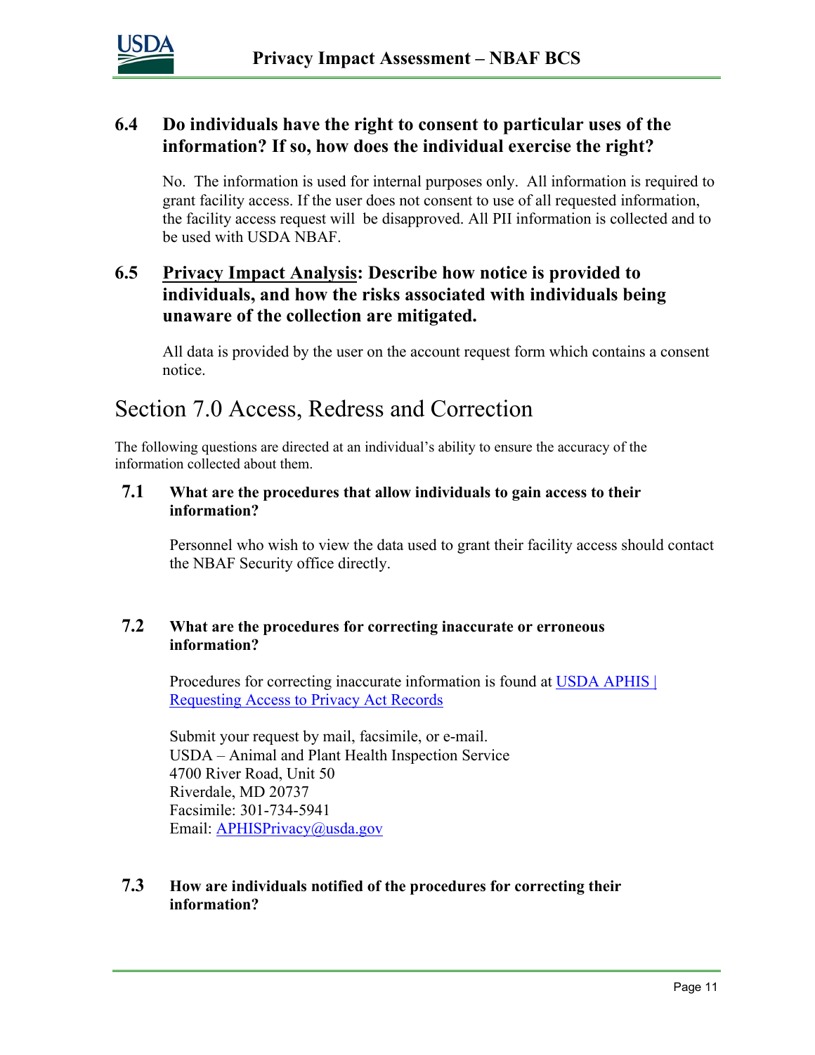### 6.4 Do individuals have the right to consent to particular uses of the information? If so, how does the individual exercise the right?

No. The information is used for internal purposes only. All information is required to grant facility access. If the user does not consent to use of all requested information, the facility access request will be disapproved. All PII information is collected and to be used with USDA NBAF.

### 6.5 <u>Privacy Impact Analysis</u>: Describe how notice is provided to individuals, and how the risks associated with individuals being unaware of the collection are mitigated.

All data is provided by the user on the account request form which contains a consent notice.

## Section 7.0 Access, Redress and Correction

The following questions are directed at an individual's ability to ensure the accuracy of the information collected about them.

### 7.1 What are the procedures that allow individuals to gain access to their information?

Personnel who wish to view the data used to grant their facility access should contact the NBAF Security office directly.

### 7.2 What are the procedures for correcting inaccurate or erroneous information?

Procedures for correcting inaccurate information is found at [USDA APHIS | Requesting Access to Privacy Act Records]()

Submit your request by mail, facsimile, or e-mail.
USDA – Animal and Plant Health Inspection Service
4700 River Road, Unit 50
Riverdale, MD 20737
Facsimile: 301-734-5941
Email: [APHISPrivacy@usda.gov](mailto:APHISPrivacy@usda.gov)

### 7.3 How are individuals notified of the procedures for correcting their information?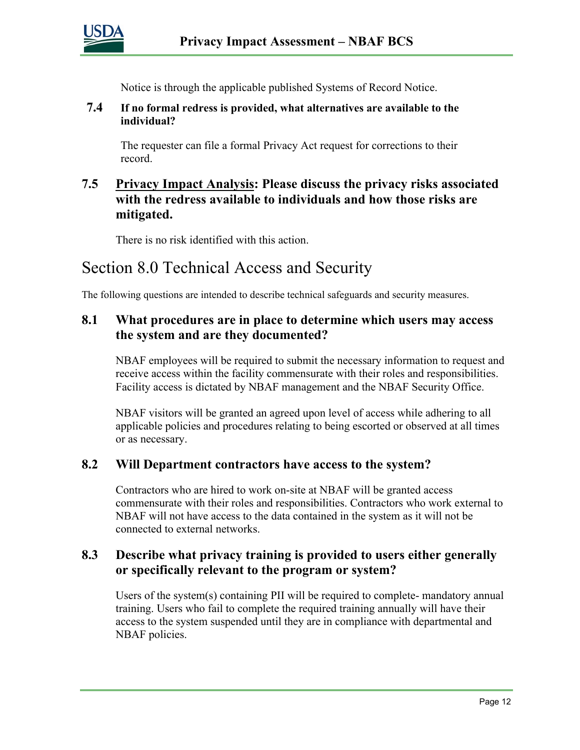Notice is through the applicable published Systems of Record Notice.

### 7.4 If no formal redress is provided, what alternatives are available to the individual?

The requester can file a formal Privacy Act request for corrections to their record.

### 7.5 Privacy Impact Analysis: Please discuss the privacy risks associated with the redress available to individuals and how those risks are mitigated.

There is no risk identified with this action.

## Section 8.0 Technical Access and Security

The following questions are intended to describe technical safeguards and security measures.

### 8.1 What procedures are in place to determine which users may access the system and are they documented?

NBAF employees will be required to submit the necessary information to request and receive access within the facility commensurate with their roles and responsibilities. Facility access is dictated by NBAF management and the NBAF Security Office.

NBAF visitors will be granted an agreed upon level of access while adhering to all applicable policies and procedures relating to being escorted or observed at all times or as necessary.

### 8.2 Will Department contractors have access to the system?

Contractors who are hired to work on-site at NBAF will be granted access commensurate with their roles and responsibilities. Contractors who work external to NBAF will not have access to the data contained in the system as it will not be connected to external networks.

### 8.3 Describe what privacy training is provided to users either generally or specifically relevant to the program or system?

Users of the system(s) containing PII will be required to complete- mandatory annual training. Users who fail to complete the required training annually will have their access to the system suspended until they are in compliance with departmental and NBAF policies.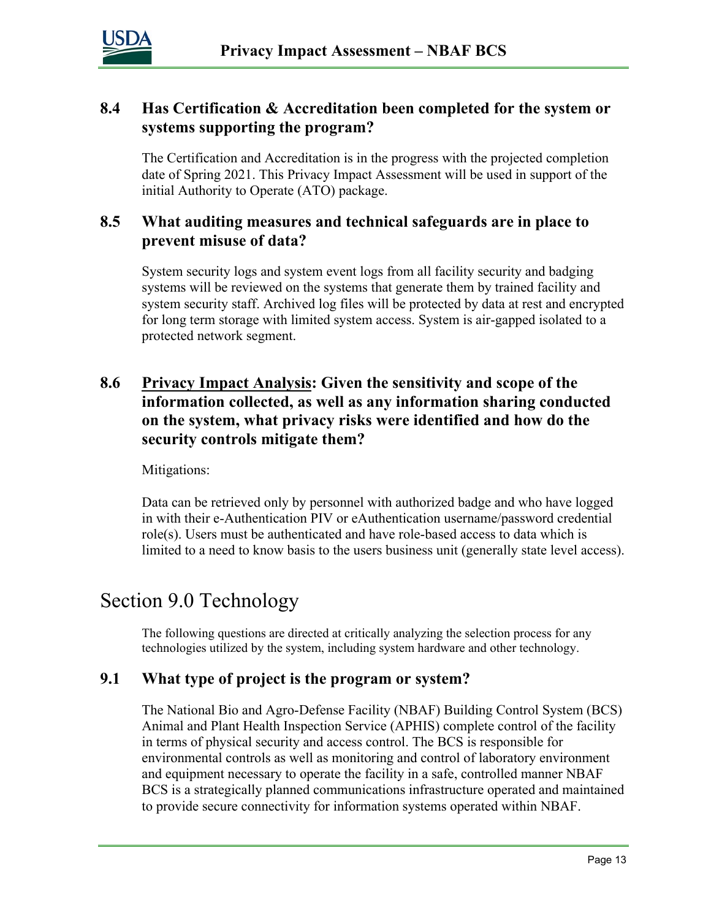### 8.4 Has Certification & Accreditation been completed for the system or systems supporting the program?

The Certification and Accreditation is in the progress with the projected completion date of Spring 2021. This Privacy Impact Assessment will be used in support of the initial Authority to Operate (ATO) package.

### 8.5 What auditing measures and technical safeguards are in place to prevent misuse of data?

System security logs and system event logs from all facility security and badging systems will be reviewed on the systems that generate them by trained facility and system security staff. Archived log files will be protected by data at rest and encrypted for long term storage with limited system access. System is air-gapped isolated to a protected network segment.

### 8.6 Privacy Impact Analysis: Given the sensitivity and scope of the information collected, as well as any information sharing conducted on the system, what privacy risks were identified and how do the security controls mitigate them?

Mitigations:

Data can be retrieved only by personnel with authorized badge and who have logged in with their e-Authentication PIV or eAuthentication username/password credential role(s). Users must be authenticated and have role-based access to data which is limited to a need to know basis to the users business unit (generally state level access).

## Section 9.0 Technology

The following questions are directed at critically analyzing the selection process for any technologies utilized by the system, including system hardware and other technology.

### 9.1 What type of project is the program or system?

The National Bio and Agro-Defense Facility (NBAF) Building Control System (BCS) Animal and Plant Health Inspection Service (APHIS) complete control of the facility in terms of physical security and access control. The BCS is responsible for environmental controls as well as monitoring and control of laboratory environment and equipment necessary to operate the facility in a safe, controlled manner NBAF BCS is a strategically planned communications infrastructure operated and maintained to provide secure connectivity for information systems operated within NBAF.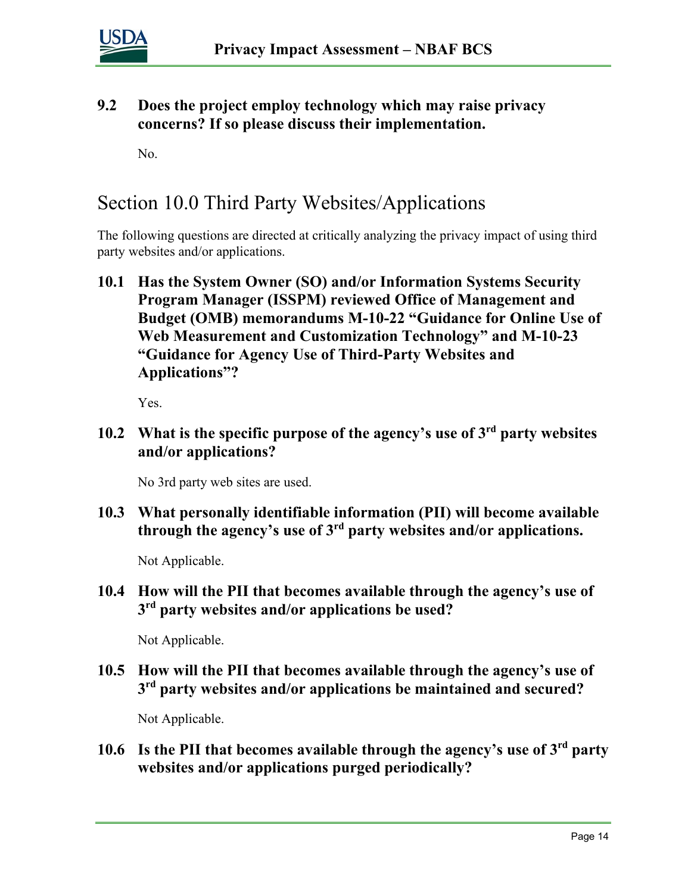**9.2 Does the project employ technology which may raise privacy concerns? If so please discuss their implementation.**

No.

## Section 10.0 Third Party Websites/Applications

The following questions are directed at critically analyzing the privacy impact of using third party websites and/or applications.

**10.1 Has the System Owner (SO) and/or Information Systems Security Program Manager (ISSPM) reviewed Office of Management and Budget (OMB) memorandums M-10-22 "Guidance for Online Use of Web Measurement and Customization Technology" and M-10-23 "Guidance for Agency Use of Third-Party Websites and Applications"?**

Yes.

**10.2 What is the specific purpose of the agency's use of 3rd party websites and/or applications?**

No 3rd party web sites are used.

**10.3 What personally identifiable information (PII) will become available through the agency's use of 3rd party websites and/or applications.**

Not Applicable.

**10.4 How will the PII that becomes available through the agency's use of 3rd party websites and/or applications be used?**

Not Applicable.

**10.5 How will the PII that becomes available through the agency's use of 3rd party websites and/or applications be maintained and secured?**

Not Applicable.

**10.6 Is the PII that becomes available through the agency's use of 3rd party websites and/or applications purged periodically?**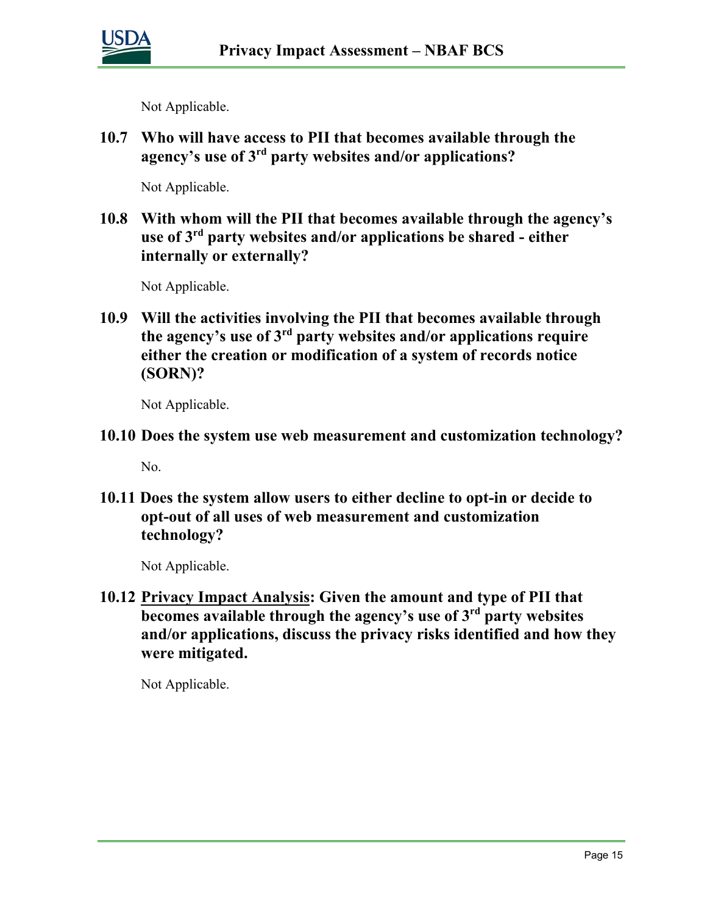Not Applicable.

**10.7 Who will have access to PII that becomes available through the agency's use of 3rd party websites and/or applications?**

Not Applicable.

**10.8 With whom will the PII that becomes available through the agency's use of 3rd party websites and/or applications be shared - either internally or externally?**

Not Applicable.

**10.9 Will the activities involving the PII that becomes available through the agency's use of 3rd party websites and/or applications require either the creation or modification of a system of records notice (SORN)?**

Not Applicable.

**10.10 Does the system use web measurement and customization technology?**

No.

**10.11 Does the system allow users to either decline to opt-in or decide to opt-out of all uses of web measurement and customization technology?**

Not Applicable.

**10.12 Privacy Impact Analysis: Given the amount and type of PII that becomes available through the agency's use of 3rd party websites and/or applications, discuss the privacy risks identified and how they were mitigated.**

Not Applicable.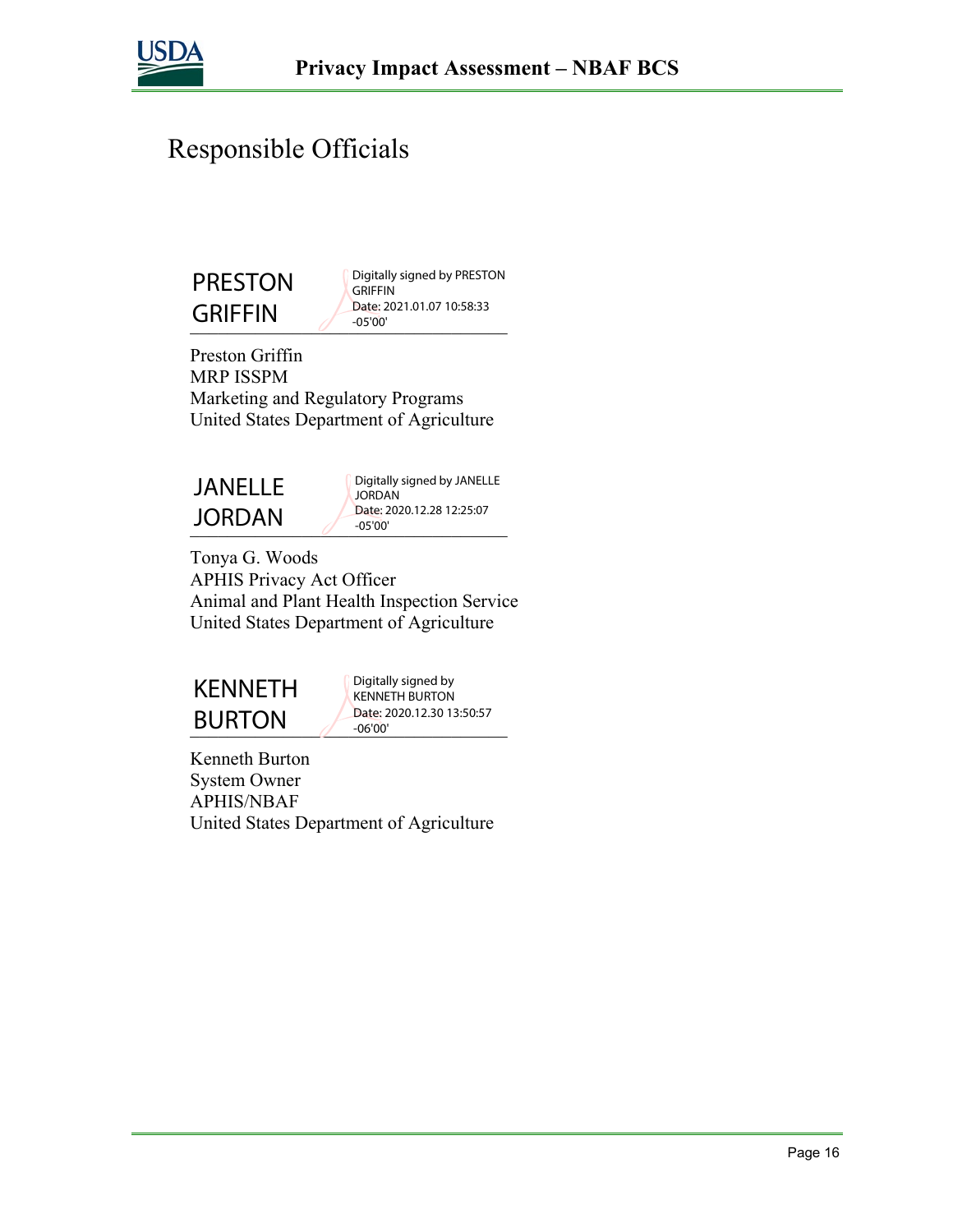# Responsible Officials

PRESTON GRIFFIN

Digitally signed by PRESTON GRIFFIN
Date: 2021.01.07 10:58:33 -05'00'

Preston Griffin
MRP ISSPM
Marketing and Regulatory Programs
United States Department of Agriculture

JANELLE JORDAN

Digitally signed by JANELLE JORDAN
Date: 2020.12.28 12:25:07 -05'00'

Tonya G. Woods
APHIS Privacy Act Officer
Animal and Plant Health Inspection Service
United States Department of Agriculture

KENNETH BURTON

Digitally signed by KENNETH BURTON
Date: 2020.12.30 13:50:57 -06'00'

Kenneth Burton
System Owner
APHIS/NBAF
United States Department of Agriculture